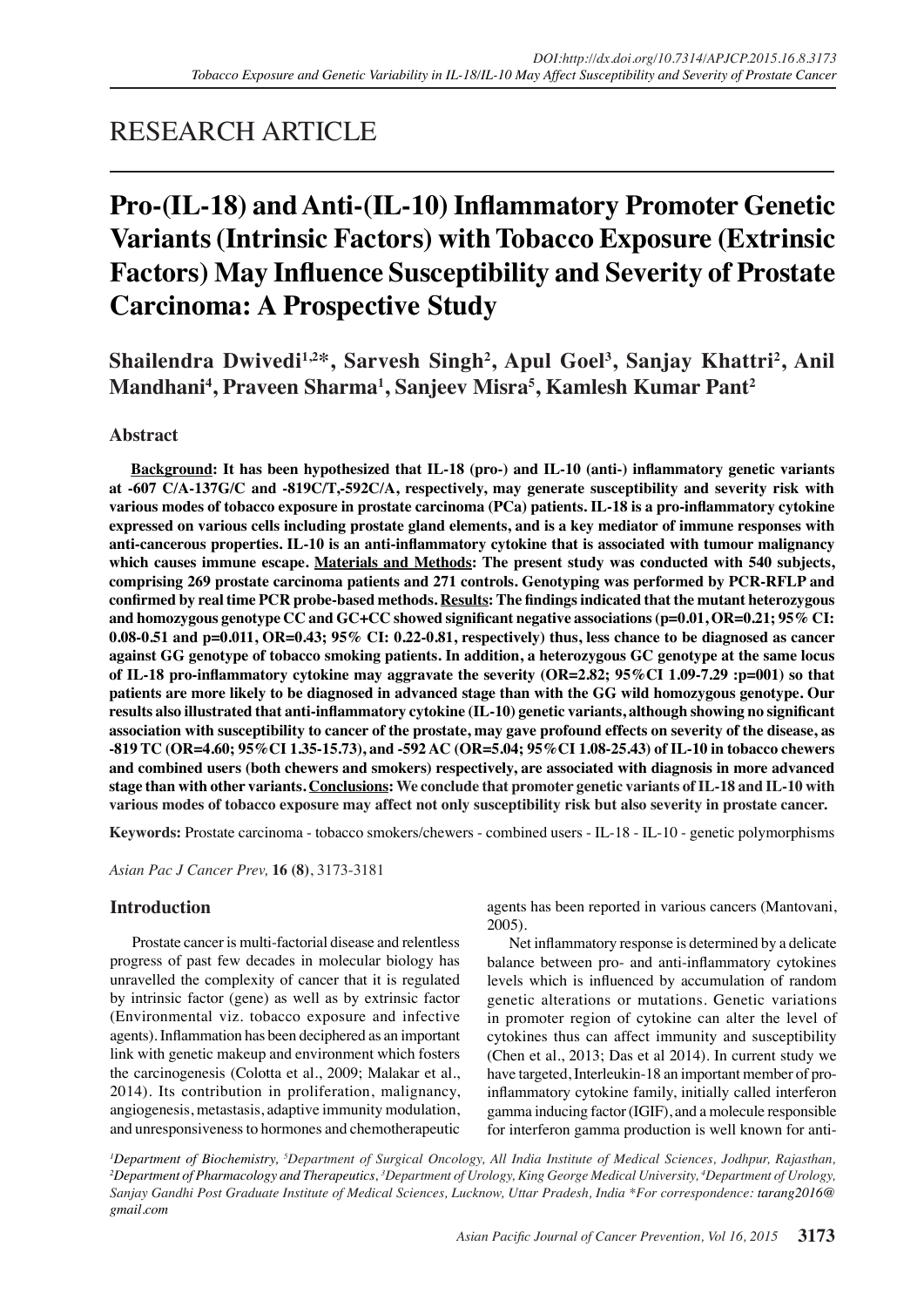RESEARCH ARTICLE

# Pro-(IL-18) and Anti-(IL-10) Inflammatory Promoter Genetic Variants (Intrinsic Factors) with Tobacco Exposure (Extrinsic Factors) May Influence Susceptibility and Severity of Prostate Carcinoma: A Prospective Study

**Shailendra Dwivedi[1,2]*, Sarvesh Singh[2], Apul Goel[3], Sanjay Khattri[2], Anil Mandhani[4], Praveen Sharma[1], Sanjeev Misra[5], Kamlesh Kumar Pant[2]**

## Abstract

**Background: It has been hypothesized that IL-18 (pro-) and IL-10 (anti-) inflammatory genetic variants at -607 C/A-137G/C and -819C/T,-592C/A, respectively, may generate susceptibility and severity risk with various modes of tobacco exposure in prostate carcinoma (PCa) patients. IL-18 is a pro-inflammatory cytokine expressed on various cells including prostate gland elements, and is a key mediator of immune responses with anti-cancerous properties. IL-10 is an anti-inflammatory cytokine that is associated with tumour malignancy which causes immune escape. Materials and Methods: The present study was conducted with 540 subjects, comprising 269 prostate carcinoma patients and 271 controls. Genotyping was performed by PCR-RFLP and confirmed by real time PCR probe-based methods. Results: The findings indicated that the mutant heterozygous and homozygous genotype CC and GC+CC showed significant negative associations (p=0.01, OR=0.21; 95% CI: 0.08-0.51 and p=0.011, OR=0.43; 95% CI: 0.22-0.81, respectively) thus, less chance to be diagnosed as cancer against GG genotype of tobacco smoking patients. In addition, a heterozygous GC genotype at the same locus of IL-18 pro-inflammatory cytokine may aggravate the severity (OR=2.82; 95%CI 1.09-7.29 :p=001) so that patients are more likely to be diagnosed in advanced stage than with the GG wild homozygous genotype. Our results also illustrated that anti-inflammatory cytokine (IL-10) genetic variants, although showing no significant association with susceptibility to cancer of the prostate, may gave profound effects on severity of the disease, as -819 TC (OR=4.60; 95%CI 1.35-15.73), and -592 AC (OR=5.04; 95%CI 1.08-25.43) of IL-10 in tobacco chewers and combined users (both chewers and smokers) respectively, are associated with diagnosis in more advanced stage than with other variants. Conclusions: We conclude that promoter genetic variants of IL-18 and IL-10 with various modes of tobacco exposure may affect not only susceptibility risk but also severity in prostate cancer.**

**Keywords:** Prostate carcinoma - tobacco smokers/chewers - combined users - IL-18 - IL-10 - genetic polymorphisms

*Asian Pac J Cancer Prev,* **16 (8)**, 3173-3181

## Introduction

Prostate cancer is multi-factorial disease and relentless progress of past few decades in molecular biology has unravelled the complexity of cancer that it is regulated by intrinsic factor (gene) as well as by extrinsic factor (Environmental viz. tobacco exposure and infective agents). Inflammation has been deciphered as an important link with genetic makeup and environment which fosters the carcinogenesis (Colotta et al., 2009; Malakar et al., 2014). Its contribution in proliferation, malignancy, angiogenesis, metastasis, adaptive immunity modulation, and unresponsiveness to hormones and chemotherapeutic agents has been reported in various cancers (Mantovani, 2005).

Net inflammatory response is determined by a delicate balance between pro- and anti-inflammatory cytokines levels which is influenced by accumulation of random genetic alterations or mutations. Genetic variations in promoter region of cytokine can alter the level of cytokines thus can affect immunity and susceptibility (Chen et al., 2013; Das et al 2014). In current study we have targeted, Interleukin-18 an important member of pro-inflammatory cytokine family, initially called interferon gamma inducing factor (IGIF), and a molecule responsible for interferon gamma production is well known for anti-

*[1]Department of Biochemistry, [5]Department of Surgical Oncology, All India Institute of Medical Sciences, Jodhpur, Rajasthan, [2]Department of Pharmacology and Therapeutics, [3]Department of Urology, King George Medical University, [4]Department of Urology, Sanjay Gandhi Post Graduate Institute of Medical Sciences, Lucknow, Uttar Pradesh, India *For correspondence: tarang2016@gmail.com*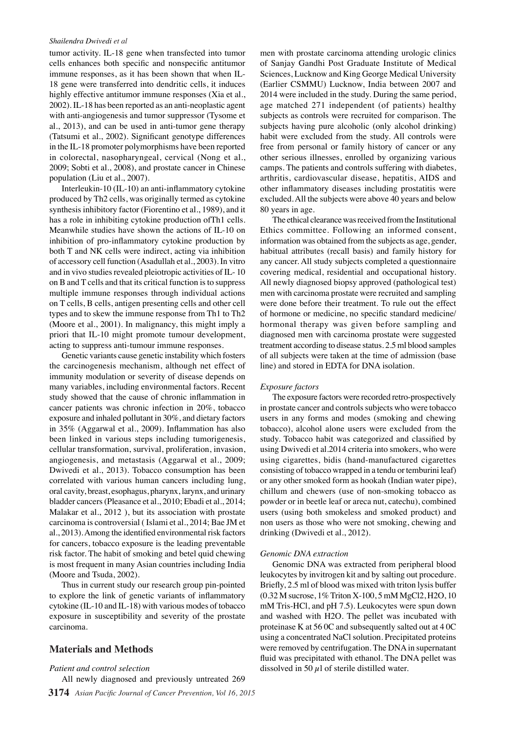tumor activity. IL-18 gene when transfected into tumor cells enhances both specific and nonspecific antitumor immune responses, as it has been shown that when IL-18 gene were transferred into dendritic cells, it induces highly effective antitumor immune responses (Xia et al., 2002). IL-18 has been reported as an anti-neoplastic agent with anti-angiogenesis and tumor suppressor (Tysome et al., 2013), and can be used in anti-tumor gene therapy (Tatsumi et al., 2002). Significant genotype differences in the IL-18 promoter polymorphisms have been reported in colorectal, nasopharyngeal, cervical (Nong et al., 2009; Sobti et al., 2008), and prostate cancer in Chinese population (Liu et al., 2007).

Interleukin-10 (IL-10) an anti-inflammatory cytokine produced by Th2 cells, was originally termed as cytokine synthesis inhibitory factor (Fiorentino et al., 1989), and it has a role in inhibiting cytokine production ofTh1 cells. Meanwhile studies have shown the actions of IL-10 on inhibition of pro-inflammatory cytokine production by both T and NK cells were indirect, acting via inhibition of accessory cell function (Asadullah et al., 2003). In vitro and in vivo studies revealed pleiotropic activities of IL- 10 on B and T cells and that its critical function is to suppress multiple immune responses through individual actions on T cells, B cells, antigen presenting cells and other cell types and to skew the immune response from Th1 to Th2 (Moore et al., 2001). In malignancy, this might imply a priori that IL-10 might promote tumour development, acting to suppress anti-tumour immune responses.

Genetic variants cause genetic instability which fosters the carcinogenesis mechanism, although net effect of immunity modulation or severity of disease depends on many variables, including environmental factors. Recent study showed that the cause of chronic inflammation in cancer patients was chronic infection in 20%, tobacco exposure and inhaled pollutant in 30%, and dietary factors in 35% (Aggarwal et al., 2009). Inflammation has also been linked in various steps including tumorigenesis, cellular transformation, survival, proliferation, invasion, angiogenesis, and metastasis (Aggarwal et al., 2009; Dwivedi et al., 2013). Tobacco consumption has been correlated with various human cancers including lung, oral cavity, breast, esophagus, pharynx, larynx, and urinary bladder cancers (Pleasance et al., 2010; Ebadi et al., 2014; Malakar et al., 2012 ), but its association with prostate carcinoma is controversial ( Islami et al., 2014; Bae JM et al., 2013). Among the identified environmental risk factors for cancers, tobacco exposure is the leading preventable risk factor. The habit of smoking and betel quid chewing is most frequent in many Asian countries including India (Moore and Tsuda, 2002).

Thus in current study our research group pin-pointed to explore the link of genetic variants of inflammatory cytokine (IL-10 and IL-18) with various modes of tobacco exposure in susceptibility and severity of the prostate carcinoma.

## Materials and Methods

*Patient and control selection*

All newly diagnosed and previously untreated 269 men with prostate carcinoma attending urologic clinics of Sanjay Gandhi Post Graduate Institute of Medical Sciences, Lucknow and King George Medical University (Earlier CSMMU) Lucknow, India between 2007 and 2014 were included in the study. During the same period, age matched 271 independent (of patients) healthy subjects as controls were recruited for comparison. The subjects having pure alcoholic (only alcohol drinking) habit were excluded from the study. All controls were free from personal or family history of cancer or any other serious illnesses, enrolled by organizing various camps. The patients and controls suffering with diabetes, arthritis, cardiovascular disease, hepatitis, AIDS and other inflammatory diseases including prostatitis were excluded. All the subjects were above 40 years and below 80 years in age.

The ethical clearance was received from the Institutional Ethics committee. Following an informed consent, information was obtained from the subjects as age, gender, habitual attributes (recall basis) and family history for any cancer. All study subjects completed a questionnaire covering medical, residential and occupational history. All newly diagnosed biopsy approved (pathological test) men with carcinoma prostate were recruited and sampling were done before their treatment. To rule out the effect of hormone or medicine, no specific standard medicine/ hormonal therapy was given before sampling and diagnosed men with carcinoma prostate were suggested treatment according to disease status. 2.5 ml blood samples of all subjects were taken at the time of admission (base line) and stored in EDTA for DNA isolation.

*Exposure factors*

The exposure factors were recorded retro-prospectively in prostate cancer and controls subjects who were tobacco users in any forms and modes (smoking and chewing tobacco), alcohol alone users were excluded from the study. Tobacco habit was categorized and classified by using Dwivedi et al.2014 criteria into smokers, who were using cigarettes, bidis (hand-manufactured cigarettes consisting of tobacco wrapped in a tendu or temburini leaf) or any other smoked form as hookah (Indian water pipe), chillum and chewers (use of non-smoking tobacco as powder or in beetle leaf or areca nut, catechu), combined users (using both smokeless and smoked product) and non users as those who were not smoking, chewing and drinking (Dwivedi et al., 2012).

*Genomic DNA extraction*

Genomic DNA was extracted from peripheral blood leukocytes by invitrogen kit and by salting out procedure. Briefly, 2.5 ml of blood was mixed with triton lysis buffer (0.32 M sucrose, 1% Triton X-100, 5 mM $MgCl_2$, $H_2O$, 10 mM Tris-HCl, and pH 7.5). Leukocytes were spun down and washed with $H_2O$. The pellet was incubated with proteinase K at 56 0C and subsequently salted out at 4 0C using a concentrated NaCl solution. Precipitated proteins were removed by centrifugation. The DNA in supernatant fluid was precipitated with ethanol. The DNA pellet was dissolved in 50 $\mu$l of sterile distilled water.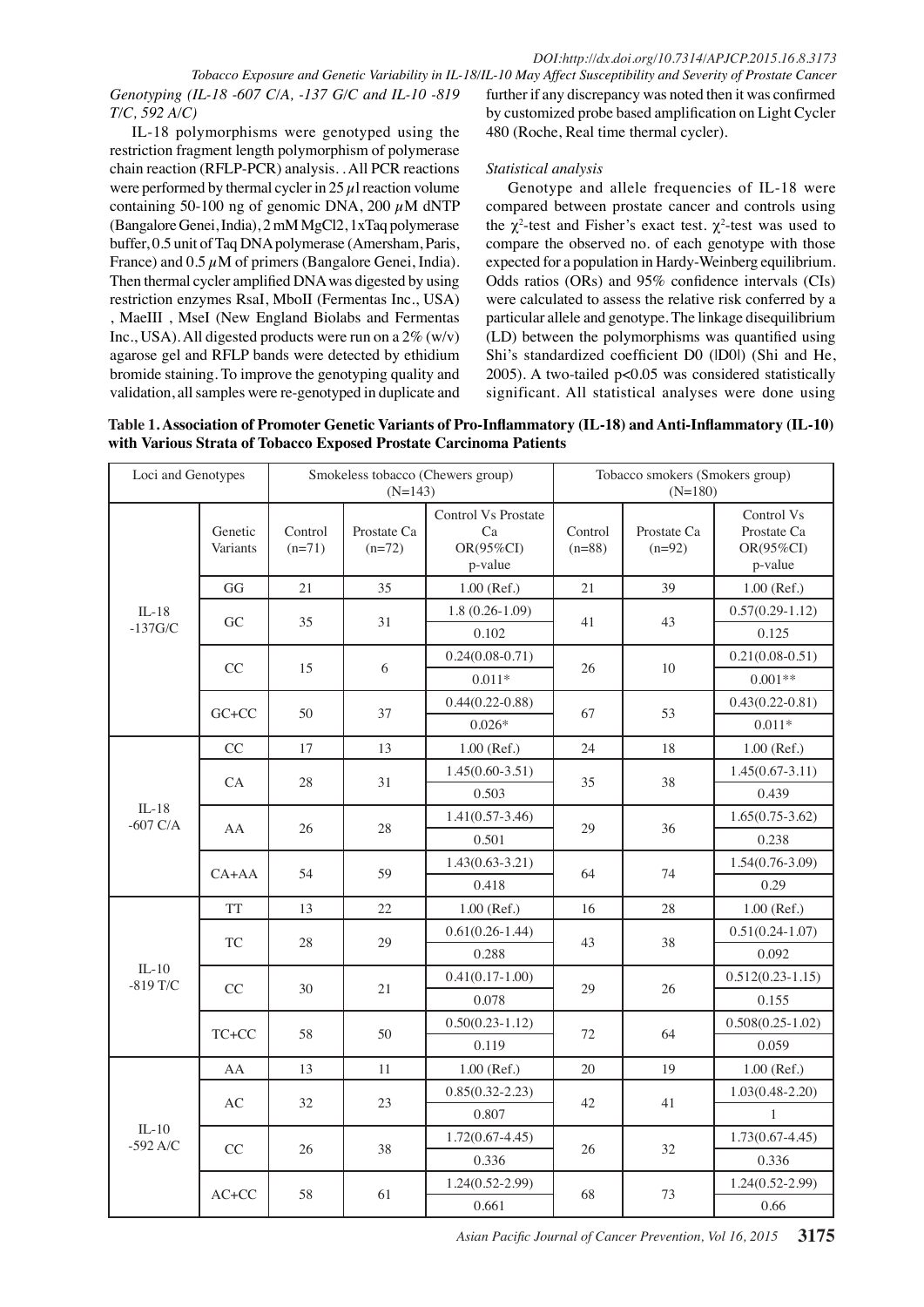*Genotyping (IL-18 -607 C/A, -137 G/C and IL-10 -819 T/C, 592 A/C)*

IL-18 polymorphisms were genotyped using the restriction fragment length polymorphism of polymerase chain reaction (RFLP-PCR) analysis. . All PCR reactions were performed by thermal cycler in 25 $\mu$l reaction volume containing 50-100 ng of genomic DNA, 200 $\mu$M dNTP (Bangalore Genei, India), 2 mM $MgCl_2$, 1xTaq polymerase buffer, 0.5 unit of Taq DNA polymerase (Amersham, Paris, France) and 0.5 $\mu$M of primers (Bangalore Genei, India). Then thermal cycler amplified DNA was digested by using restriction enzymes RsaI, MboII (Fermentas Inc., USA) , MaeIII , MseI (New England Biolabs and Fermentas Inc., USA). All digested products were run on a 2% (w/v) agarose gel and RFLP bands were detected by ethidium bromide staining. To improve the genotyping quality and validation, all samples were re-genotyped in duplicate and further if any discrepancy was noted then it was confirmed by customized probe based amplification on Light Cycler 480 (Roche, Real time thermal cycler).

*Statistical analysis*

Genotype and allele frequencies of IL-18 were compared between prostate cancer and controls using the $\chi^2$-test and Fisher's exact test. $\chi^2$-test was used to compare the observed no. of each genotype with those expected for a population in Hardy-Weinberg equilibrium. Odds ratios (ORs) and 95% confidence intervals (CIs) were calculated to assess the relative risk conferred by a particular allele and genotype. The linkage disequilibrium (LD) between the polymorphisms was quantified using Shi's standardized coefficient D0 (|D0|) (Shi and He, 2005). A two-tailed p<0.05 was considered statistically significant. All statistical analyses were done using

**Table 1. Association of Promoter Genetic Variants of Pro-Inflammatory (IL-18) and Anti-Inflammatory (IL-10) with Various Strata of Tobacco Exposed Prostate Carcinoma Patients**

| Loci and Genotypes | | Smokeless tobacco (Chewers group) (N=143) | | | Tobacco smokers (Smokers group) (N=180) | | |
|---|---|---|---|---|---|---|---|
| | Genetic Variants | Control (n=71) | Prostate Ca (n=72) | Control Vs Prostate Ca OR(95%CI) p-value | Control (n=88) | Prostate Ca (n=92) | Control Vs Prostate Ca OR(95%CI) p-value |
| IL-18 -137G/C | GG | 21 | 35 | 1.00 (Ref.) | 21 | 39 | 1.00 (Ref.) |
| | GC | 35 | 31 | 1.8 (0.26-1.09) 0.102 | 41 | 43 | 0.57(0.29-1.12) 0.125 |
| | CC | 15 | 6 | 0.24(0.08-0.71) 0.011* | 26 | 10 | 0.21(0.08-0.51) 0.001** |
| | GC+CC | 50 | 37 | 0.44(0.22-0.88) 0.026* | 67 | 53 | 0.43(0.22-0.81) 0.011* |
| IL-18 -607 C/A | CC | 17 | 13 | 1.00 (Ref.) | 24 | 18 | 1.00 (Ref.) |
| | CA | 28 | 31 | 1.45(0.60-3.51) 0.503 | 35 | 38 | 1.45(0.67-3.11) 0.439 |
| | AA | 26 | 28 | 1.41(0.57-3.46) 0.501 | 29 | 36 | 1.65(0.75-3.62) 0.238 |
| | CA+AA | 54 | 59 | 1.43(0.63-3.21) 0.418 | 64 | 74 | 1.54(0.76-3.09) 0.29 |
| IL-10 -819 T/C | TT | 13 | 22 | 1.00 (Ref.) | 16 | 28 | 1.00 (Ref.) |
| | TC | 28 | 29 | 0.61(0.26-1.44) 0.288 | 43 | 38 | 0.51(0.24-1.07) 0.092 |
| | CC | 30 | 21 | 0.41(0.17-1.00) 0.078 | 29 | 26 | 0.512(0.23-1.15) 0.155 |
| | TC+CC | 58 | 50 | 0.50(0.23-1.12) 0.119 | 72 | 64 | 0.508(0.25-1.02) 0.059 |
| IL-10 -592 A/C | AA | 13 | 11 | 1.00 (Ref.) | 20 | 19 | 1.00 (Ref.) |
| | AC | 32 | 23 | 0.85(0.32-2.23) 0.807 | 42 | 41 | 1.03(0.48-2.20) 1 |
| | CC | 26 | 38 | 1.72(0.67-4.45) 0.336 | 26 | 32 | 1.73(0.67-4.45) 0.336 |
| | AC+CC | 58 | 61 | 1.24(0.52-2.99) 0.661 | 68 | 73 | 1.24(0.52-2.99) 0.66 |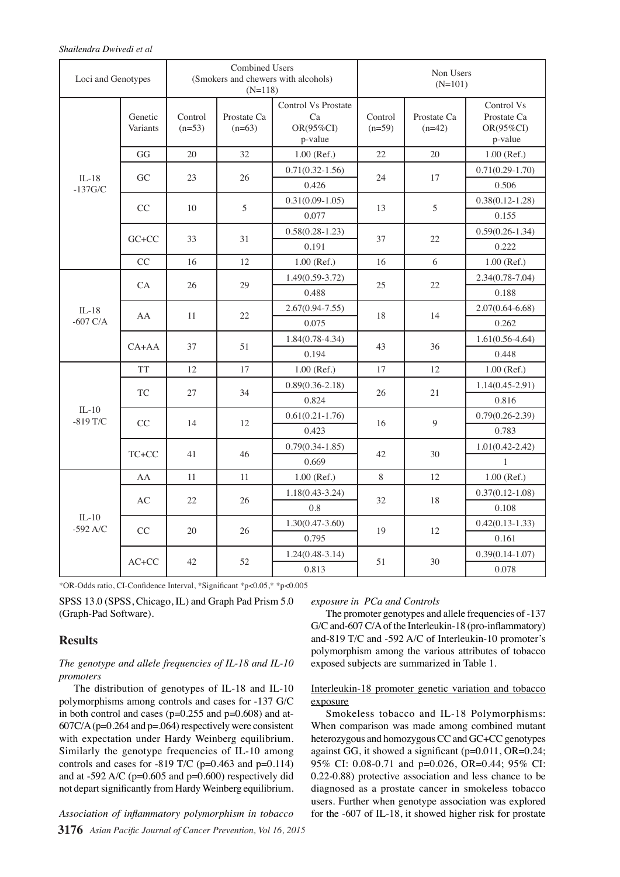| Loci and Genotypes | | Combined Users (Smokers and chewers with alcohols) (N=118) | | | Non Users (N=101) | | |
|---|---|---|---|---|---|---|---|
| | Genetic Variants | Control (n=53) | Prostate Ca (n=63) | Control Vs Prostate Ca OR(95%CI) p-value | Control (n=59) | Prostate Ca (n=42) | Control Vs Prostate Ca OR(95%CI) p-value |
| IL-18 -137G/C | GG | 20 | 32 | 1.00 (Ref.) | 22 | 20 | 1.00 (Ref.) |
| | GC | 23 | 26 | 0.71(0.32-1.56) | 24 | 17 | 0.71(0.29-1.70) |
| | | | | 0.426 | | | 0.506 |
| | CC | 10 | 5 | 0.31(0.09-1.05) | 13 | 5 | 0.38(0.12-1.28) |
| | | | | 0.077 | | | 0.155 |
| | GC+CC | 33 | 31 | 0.58(0.28-1.23) | 37 | 22 | 0.59(0.26-1.34) |
| | | | | 0.191 | | | 0.222 |
| IL-18 -607 C/A | CC | 16 | 12 | 1.00 (Ref.) | 16 | 6 | 1.00 (Ref.) |
| | CA | 26 | 29 | 1.49(0.59-3.72) | 25 | 22 | 2.34(0.78-7.04) |
| | | | | 0.488 | | | 0.188 |
| | AA | 11 | 22 | 2.67(0.94-7.55) | 18 | 14 | 2.07(0.64-6.68) |
| | | | | 0.075 | | | 0.262 |
| | CA+AA | 37 | 51 | 1.84(0.78-4.34) | 43 | 36 | 1.61(0.56-4.64) |
| | | | | 0.194 | | | 0.448 |
| IL-10 -819 T/C | TT | 12 | 17 | 1.00 (Ref.) | 17 | 12 | 1.00 (Ref.) |
| | TC | 27 | 34 | 0.89(0.36-2.18) | 26 | 21 | 1.14(0.45-2.91) |
| | | | | 0.824 | | | 0.816 |
| | CC | 14 | 12 | 0.61(0.21-1.76) | 16 | 9 | 0.79(0.26-2.39) |
| | | | | 0.423 | | | 0.783 |
| | TC+CC | 41 | 46 | 0.79(0.34-1.85) | 42 | 30 | 1.01(0.42-2.42) |
| | | | | 0.669 | | | 1 |
| IL-10 -592 A/C | AA | 11 | 11 | 1.00 (Ref.) | 8 | 12 | 1.00 (Ref.) |
| | AC | 22 | 26 | 1.18(0.43-3.24) | 32 | 18 | 0.37(0.12-1.08) |
| | | | | 0.8 | | | 0.108 |
| | CC | 20 | 26 | 1.30(0.47-3.60) | 19 | 12 | 0.42(0.13-1.33) |
| | | | | 0.795 | | | 0.161 |
| | AC+CC | 42 | 52 | 1.24(0.48-3.14) | 51 | 30 | 0.39(0.14-1.07) |
| | | | | 0.813 | | | 0.078 |

*OR-Odds ratio, CI-Confidence Interval, *Significant *p<0.05,* *p<0.005

SPSS 13.0 (SPSS, Chicago, IL) and Graph Pad Prism 5.0 (Graph-Pad Software).

## Results

*The genotype and allele frequencies of IL-18 and IL-10 promoters*

The distribution of genotypes of IL-18 and IL-10 polymorphisms among controls and cases for -137 G/C in both control and cases (p=0.255 and p=0.608) and at-607C/A (p=0.264 and p=.064) respectively were consistent with expectation under Hardy Weinberg equilibrium. Similarly the genotype frequencies of IL-10 among controls and cases for -819 T/C (p=0.463 and p=0.114) and at -592 A/C (p=0.605 and p=0.600) respectively did not depart significantly from Hardy Weinberg equilibrium.

*Association of inflammatory polymorphism in tobacco exposure in PCa and Controls*

The promoter genotypes and allele frequencies of -137 G/C and-607 C/A of the Interleukin-18 (pro-inflammatory) and-819 T/C and -592 A/C of Interleukin-10 promoter's polymorphism among the various attributes of tobacco exposed subjects are summarized in Table 1.

Interleukin-18 promoter genetic variation and tobacco exposure

Smokeless tobacco and IL-18 Polymorphisms: When comparison was made among combined mutant heterozygous and homozygous CC and GC+CC genotypes against GG, it showed a significant (p=0.011, OR=0.24; 95% CI: 0.08-0.71 and p=0.026, OR=0.44; 95% CI: 0.22-0.88) protective association and less chance to be diagnosed as a prostate cancer in smokeless tobacco users. Further when genotype association was explored for the -607 of IL-18, it showed higher risk for prostate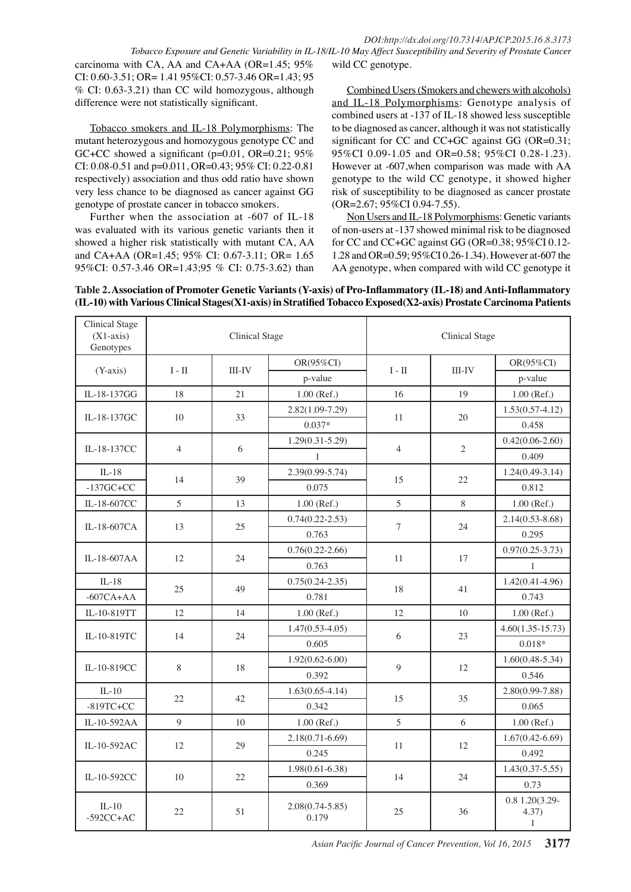carcinoma with CA, AA and CA+AA (OR=1.45; 95% CI: 0.60-3.51; OR= 1.41 95%CI: 0.57-3.46 OR=1.43; 95 % CI: 0.63-3.21) than CC wild homozygous, although difference were not statistically significant.

Tobacco smokers and IL-18 Polymorphisms: The mutant heterozygous and homozygous genotype CC and GC+CC showed a significant (p=0.01, OR=0.21; 95% CI: 0.08-0.51 and p=0.011, OR=0.43; 95% CI: 0.22-0.81 respectively) association and thus odd ratio have shown very less chance to be diagnosed as cancer against GG genotype of prostate cancer in tobacco smokers.

Further when the association at -607 of IL-18 was evaluated with its various genetic variants then it showed a higher risk statistically with mutant CA, AA and CA+AA (OR=1.45; 95% CI: 0.67-3.11; OR= 1.65 95%CI: 0.57-3.46 OR=1.43;95 % CI: 0.75-3.62) than wild CC genotype.

Combined Users (Smokers and chewers with alcohols) and IL-18 Polymorphisms: Genotype analysis of combined users at -137 of IL-18 showed less susceptible to be diagnosed as cancer, although it was not statistically significant for CC and CC+GC against GG (OR=0.31; 95%CI 0.09-1.05 and OR=0.58; 95%CI 0.28-1.23). However at -607,when comparison was made with AA genotype to the wild CC genotype, it showed higher risk of susceptibility to be diagnosed as cancer prostate (OR=2.67; 95%CI 0.94-7.55).

Non Users and IL-18 Polymorphisms: Genetic variants of non-users at -137 showed minimal risk to be diagnosed for CC and CC+GC against GG (OR=0.38; 95%CI 0.12-1.28 and OR=0.59; 95%CI 0.26-1.34). However at-607 the AA genotype, when compared with wild CC genotype it

**Table 2. Association of Promoter Genetic Variants (Y-axis) of Pro-Inflammatory (IL-18) and Anti-Inflammatory (IL-10) with Various Clinical Stages(X1-axis) in Stratified Tobacco Exposed(X2-axis) Prostate Carcinoma Patients**

| Clinical Stage (X1-axis) Genotypes | Clinical Stage | | | Clinical Stage | | |
|---|---|---|---|---|---|---|
| (Y-axis) | I - II | III-IV | OR(95%CI) p-value | I - II | III-IV | OR(95%CI) p-value |
| IL-18-137GG | 18 | 21 | 1.00 (Ref.) | 16 | 19 | 1.00 (Ref.) |
| IL-18-137GC | 10 | 33 | 2.82(1.09-7.29) 0.037* | 11 | 20 | 1.53(0.57-4.12) 0.458 |
| IL-18-137CC | 4 | 6 | 1.29(0.31-5.29) 1 | 4 | 2 | 0.42(0.06-2.60) 0.409 |
| IL-18 -137GC+CC | 14 | 39 | 2.39(0.99-5.74) 0.075 | 15 | 22 | 1.24(0.49-3.14) 0.812 |
| IL-18-607CC | 5 | 13 | 1.00 (Ref.) | 5 | 8 | 1.00 (Ref.) |
| IL-18-607CA | 13 | 25 | 0.74(0.22-2.53) 0.763 | 7 | 24 | 2.14(0.53-8.68) 0.295 |
| IL-18-607AA | 12 | 24 | 0.76(0.22-2.66) 0.763 | 11 | 17 | 0.97(0.25-3.73) 1 |
| IL-18 -607CA+AA | 25 | 49 | 0.75(0.24-2.35) 0.781 | 18 | 41 | 1.42(0.41-4.96) 0.743 |
| IL-10-819TT | 12 | 14 | 1.00 (Ref.) | 12 | 10 | 1.00 (Ref.) |
| IL-10-819TC | 14 | 24 | 1.47(0.53-4.05) 0.605 | 6 | 23 | 4.60(1.35-15.73) 0.018* |
| IL-10-819CC | 8 | 18 | 1.92(0.62-6.00) 0.392 | 9 | 12 | 1.60(0.48-5.34) 0.546 |
| IL-10 -819TC+CC | 22 | 42 | 1.63(0.65-4.14) 0.342 | 15 | 35 | 2.80(0.99-7.88) 0.065 |
| IL-10-592AA | 9 | 10 | 1.00 (Ref.) | 5 | 6 | 1.00 (Ref.) |
| IL-10-592AC | 12 | 29 | 2.18(0.71-6.69) 0.245 | 11 | 12 | 1.67(0.42-6.69) 0.492 |
| IL-10-592CC | 10 | 22 | 1.98(0.61-6.38) 0.369 | 14 | 24 | 1.43(0.37-5.55) 0.73 |
| IL-10 -592CC+AC | 22 | 51 | 2.08(0.74-5.85) 0.179 | 25 | 36 | 0.8 1.20(3.29-4.37) 1 |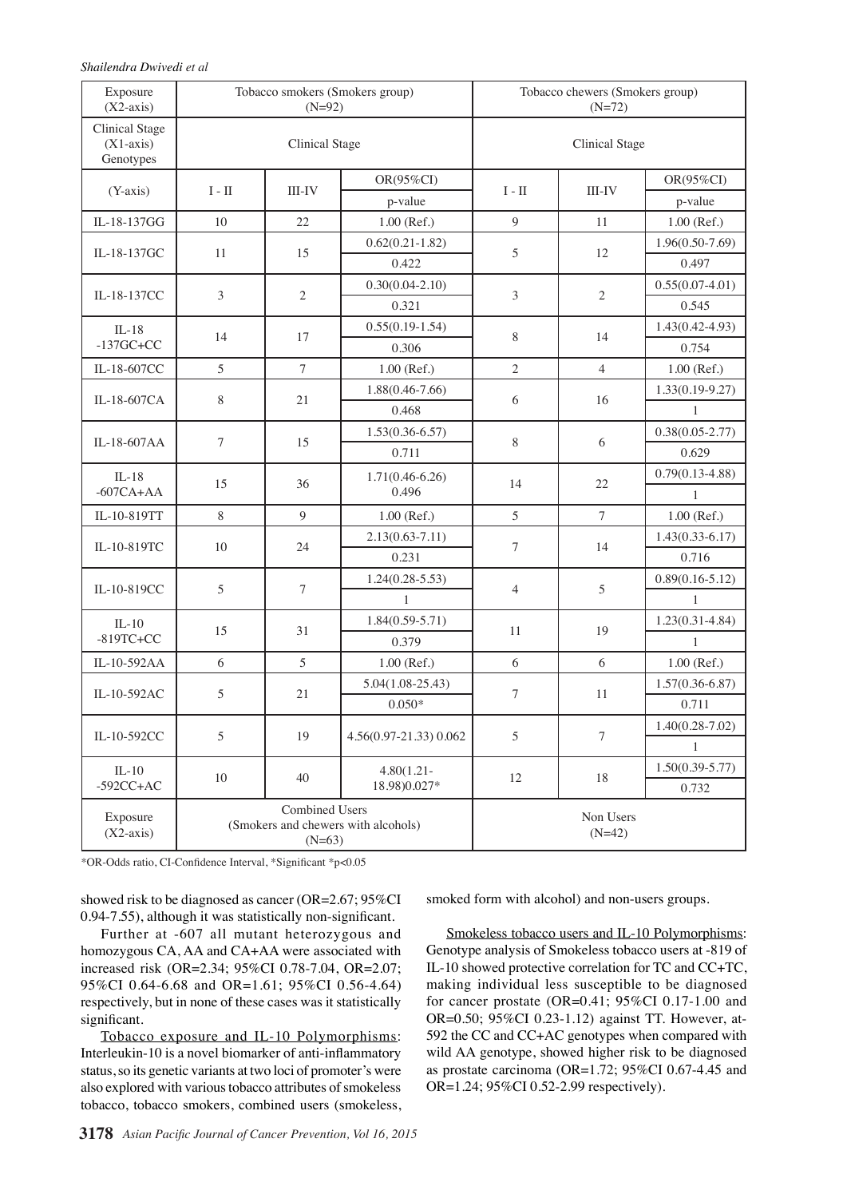| Exposure (X2-axis) | Tobacco smokers (Smokers group) (N=92) | | | Tobacco chewers (Smokers group) (N=72) | | |
|---|---|---|---|---|---|---|
| Clinical Stage (X1-axis) Genotypes | Clinical Stage | | | Clinical Stage | | |
| (Y-axis) | I - II | III-IV | OR(95%CI) p-value | I - II | III-IV | OR(95%CI) p-value |
| IL-18-137GG | 10 | 22 | 1.00 (Ref.) | 9 | 11 | 1.00 (Ref.) |
| IL-18-137GC | 11 | 15 | 0.62(0.21-1.82) 0.422 | 5 | 12 | 1.96(0.50-7.69) 0.497 |
| IL-18-137CC | 3 | 2 | 0.30(0.04-2.10) 0.321 | 3 | 2 | 0.55(0.07-4.01) 0.545 |
| IL-18 -137GC+CC | 14 | 17 | 0.55(0.19-1.54) 0.306 | 8 | 14 | 1.43(0.42-4.93) 0.754 |
| IL-18-607CC | 5 | 7 | 1.00 (Ref.) | 2 | 4 | 1.00 (Ref.) |
| IL-18-607CA | 8 | 21 | 1.88(0.46-7.66) 0.468 | 6 | 16 | 1.33(0.19-9.27) 1 |
| IL-18-607AA | 7 | 15 | 1.53(0.36-6.57) 0.711 | 8 | 6 | 0.38(0.05-2.77) 0.629 |
| IL-18 -607CA+AA | 15 | 36 | 1.71(0.46-6.26) 0.496 | 14 | 22 | 0.79(0.13-4.88) 1 |
| IL-10-819TT | 8 | 9 | 1.00 (Ref.) | 5 | 7 | 1.00 (Ref.) |
| IL-10-819TC | 10 | 24 | 2.13(0.63-7.11) 0.231 | 7 | 14 | 1.43(0.33-6.17) 0.716 |
| IL-10-819CC | 5 | 7 | 1.24(0.28-5.53) 1 | 4 | 5 | 0.89(0.16-5.12) 1 |
| IL-10 -819TC+CC | 15 | 31 | 1.84(0.59-5.71) 0.379 | 11 | 19 | 1.23(0.31-4.84) 1 |
| IL-10-592AA | 6 | 5 | 1.00 (Ref.) | 6 | 6 | 1.00 (Ref.) |
| IL-10-592AC | 5 | 21 | 5.04(1.08-25.43) 0.050* | 7 | 11 | 1.57(0.36-6.87) 0.711 |
| IL-10-592CC | 5 | 19 | 4.56(0.97-21.33) 0.062 | 5 | 7 | 1.40(0.28-7.02) 1 |
| IL-10 -592CC+AC | 10 | 40 | 4.80(1.21-18.98)0.027* | 12 | 18 | 1.50(0.39-5.77) 0.732 |
| Exposure (X2-axis) | Combined Users (Smokers and chewers with alcohols) (N=63) | | | Non Users (N=42) | | |

*OR-Odds ratio, CI-Confidence Interval, *Significant *p<0.05

showed risk to be diagnosed as cancer (OR=2.67; 95%CI 0.94-7.55), although it was statistically non-significant.

Further at -607 all mutant heterozygous and homozygous CA, AA and CA+AA were associated with increased risk (OR=2.34; 95%CI 0.78-7.04, OR=2.07; 95%CI 0.64-6.68 and OR=1.61; 95%CI 0.56-4.64) respectively, but in none of these cases was it statistically significant.

Tobacco exposure and IL-10 Polymorphisms: Interleukin-10 is a novel biomarker of anti-inflammatory status, so its genetic variants at two loci of promoter's were also explored with various tobacco attributes of smokeless tobacco, tobacco smokers, combined users (smokeless, smoked form with alcohol) and non-users groups.

Smokeless tobacco users and IL-10 Polymorphisms: Genotype analysis of Smokeless tobacco users at -819 of IL-10 showed protective correlation for TC and CC+TC, making individual less susceptible to be diagnosed for cancer prostate (OR=0.41; 95%CI 0.17-1.00 and OR=0.50; 95%CI 0.23-1.12) against TT. However, at-592 the CC and CC+AC genotypes when compared with wild AA genotype, showed higher risk to be diagnosed as prostate carcinoma (OR=1.72; 95%CI 0.67-4.45 and OR=1.24; 95%CI 0.52-2.99 respectively).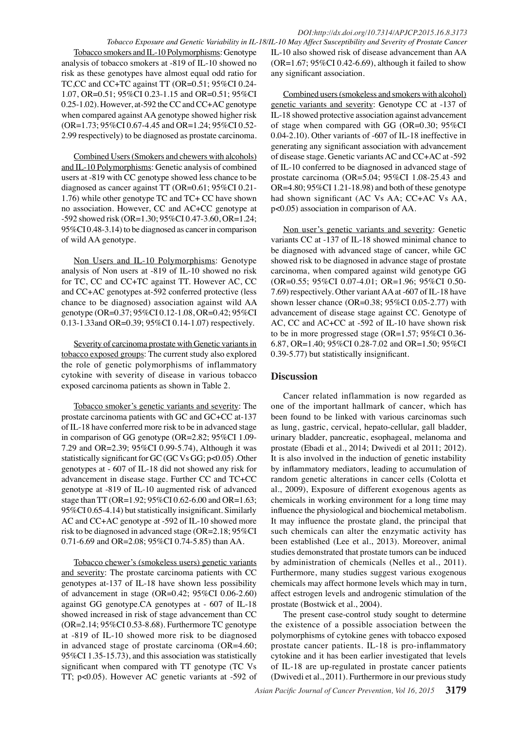Tobacco smokers and IL-10 Polymorphisms: Genotype analysis of tobacco smokers at -819 of IL-10 showed no risk as these genotypes have almost equal odd ratio for TC,CC and CC+TC against TT (OR=0.51; 95%CI 0.24-1.07, OR=0.51; 95%CI 0.23-1.15 and OR=0.51; 95%CI 0.25-1.02). However, at-592 the CC and CC+AC genotype when compared against AA genotype showed higher risk (OR=1.73; 95%CI 0.67-4.45 and OR=1.24; 95%CI 0.52-2.99 respectively) to be diagnosed as prostate carcinoma.

Combined Users (Smokers and chewers with alcohols) and IL-10 Polymorphisms: Genetic analysis of combined users at -819 with CC genotype showed less chance to be diagnosed as cancer against TT (OR=0.61; 95%CI 0.21-1.76) while other genotype TC and TC+ CC have shown no association. However, CC and AC+CC genotype at -592 showed risk (OR=1.30; 95%CI 0.47-3.60, OR=1.24; 95%CI 0.48-3.14) to be diagnosed as cancer in comparison of wild AA genotype.

Non Users and IL-10 Polymorphisms: Genotype analysis of Non users at -819 of IL-10 showed no risk for TC, CC and CC+TC against TT. However AC, CC and CC+AC genotypes at-592 conferred protective (less chance to be diagnosed) association against wild AA genotype (OR=0.37; 95%CI 0.12-1.08, OR=0.42; 95%CI 0.13-1.33and OR=0.39; 95%CI 0.14-1.07) respectively.

Severity of carcinoma prostate with Genetic variants in tobacco exposed groups: The current study also explored the role of genetic polymorphisms of inflammatory cytokine with severity of disease in various tobacco exposed carcinoma patients as shown in Table 2.

Tobacco smoker's genetic variants and severity: The prostate carcinoma patients with GC and GC+CC at-137 of IL-18 have conferred more risk to be in advanced stage in comparison of GG genotype (OR=2.82; 95%CI 1.09-7.29 and OR=2.39; 95%CI 0.99-5.74), Although it was statistically significant for GC (GC Vs GG; p<0.05) .Other genotypes at - 607 of IL-18 did not showed any risk for advancement in disease stage. Further CC and TC+CC genotype at -819 of IL-10 augmented risk of advanced stage than TT (OR=1.92; 95%CI 0.62-6.00 and OR=1.63; 95%CI 0.65-4.14) but statistically insignificant. Similarly AC and CC+AC genotype at -592 of IL-10 showed more risk to be diagnosed in advanced stage (OR=2.18; 95%CI 0.71-6.69 and OR=2.08; 95%CI 0.74-5.85) than AA.

Tobacco chewer's (smokeless users) genetic variants and severity: The prostate carcinoma patients with CC genotypes at-137 of IL-18 have shown less possibility of advancement in stage (OR=0.42; 95%CI 0.06-2.60) against GG genotype.CA genotypes at - 607 of IL-18 showed increased in risk of stage advancement than CC (OR=2.14; 95%CI 0.53-8.68). Furthermore TC genotype at -819 of IL-10 showed more risk to be diagnosed in advanced stage of prostate carcinoma (OR=4.60; 95%CI 1.35-15.73), and this association was statistically significant when compared with TT genotype (TC Vs TT; p<0.05). However AC genetic variants at -592 of IL-10 also showed risk of disease advancement than AA (OR=1.67; 95%CI 0.42-6.69), although it failed to show any significant association.

Combined users (smokeless and smokers with alcohol) genetic variants and severity: Genotype CC at -137 of IL-18 showed protective association against advancement of stage when compared with GG (OR=0.30; 95%CI 0.04-2.10). Other variants of -607 of IL-18 ineffective in generating any significant association with advancement of disease stage. Genetic variants AC and CC+AC at -592 of IL-10 conferred to be diagnosed in advanced stage of prostate carcinoma (OR=5.04; 95%CI 1.08-25.43 and OR=4.80; 95%CI 1.21-18.98) and both of these genotype had shown significant (AC Vs AA; CC+AC Vs AA, p<0.05) association in comparison of AA.

Non user's genetic variants and severity: Genetic variants CC at -137 of IL-18 showed minimal chance to be diagnosed with advanced stage of cancer, while GC showed risk to be diagnosed in advance stage of prostate carcinoma, when compared against wild genotype GG (OR=0.55; 95%CI 0.07-4.01; OR=1.96; 95%CI 0.50-7.69) respectively. Other variant AA at -607 of IL-18 have shown lesser chance (OR=0.38; 95%CI 0.05-2.77) with advancement of disease stage against CC. Genotype of AC, CC and AC+CC at -592 of IL-10 have shown risk to be in more progressed stage (OR=1.57; 95%CI 0.36-6.87, OR=1.40; 95%CI 0.28-7.02 and OR=1.50; 95%CI 0.39-5.77) but statistically insignificant.

## Discussion

Cancer related inflammation is now regarded as one of the important hallmark of cancer, which has been found to be linked with various carcinomas such as lung, gastric, cervical, hepato-cellular, gall bladder, urinary bladder, pancreatic, esophageal, melanoma and prostate (Ebadi et al., 2014; Dwivedi et al 2011; 2012). It is also involved in the induction of genetic instability by inflammatory mediators, leading to accumulation of random genetic alterations in cancer cells (Colotta et al., 2009), Exposure of different exogenous agents as chemicals in working environment for a long time may influence the physiological and biochemical metabolism. It may influence the prostate gland, the principal that such chemicals can alter the enzymatic activity has been established (Lee et al., 2013). Moreover, animal studies demonstrated that prostate tumors can be induced by administration of chemicals (Nelles et al., 2011). Furthermore, many studies suggest various exogenous chemicals may affect hormone levels which may in turn, affect estrogen levels and androgenic stimulation of the prostate (Bostwick et al., 2004).

The present case-control study sought to determine the existence of a possible association between the polymorphisms of cytokine genes with tobacco exposed prostate cancer patients. IL-18 is pro-inflammatory cytokine and it has been earlier investigated that levels of IL-18 are up-regulated in prostate cancer patients (Dwivedi et al., 2011). Furthermore in our previous study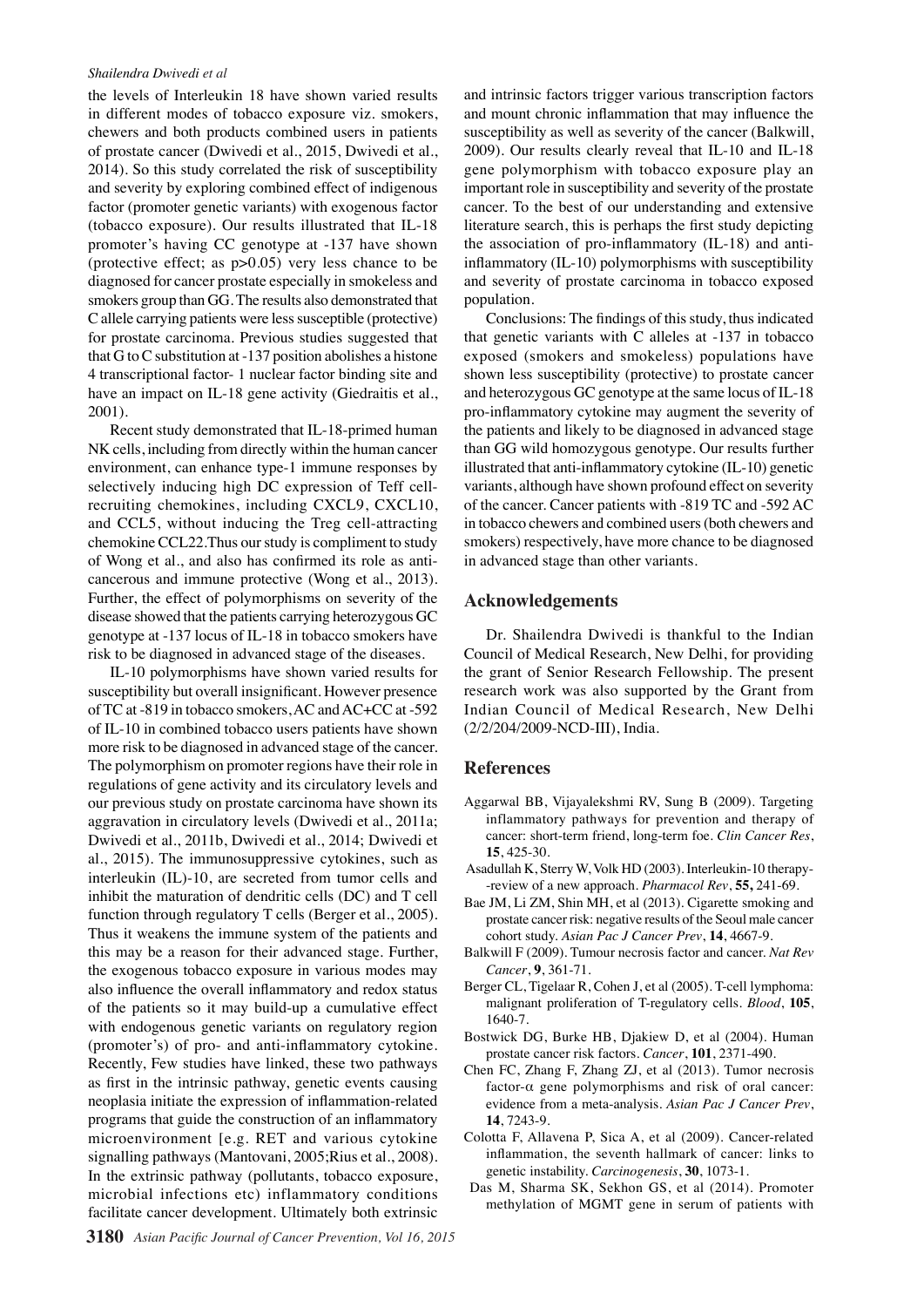the levels of Interleukin 18 have shown varied results in different modes of tobacco exposure viz. smokers, chewers and both products combined users in patients of prostate cancer (Dwivedi et al., 2015, Dwivedi et al., 2014). So this study correlated the risk of susceptibility and severity by exploring combined effect of indigenous factor (promoter genetic variants) with exogenous factor (tobacco exposure). Our results illustrated that IL-18 promoter's having CC genotype at -137 have shown (protective effect; as $p>0.05$) very less chance to be diagnosed for cancer prostate especially in smokeless and smokers group than GG. The results also demonstrated that C allele carrying patients were less susceptible (protective) for prostate carcinoma. Previous studies suggested that that G to C substitution at -137 position abolishes a histone 4 transcriptional factor- 1 nuclear factor binding site and have an impact on IL-18 gene activity (Giedraitis et al., 2001).

Recent study demonstrated that IL-18-primed human NK cells, including from directly within the human cancer environment, can enhance type-1 immune responses by selectively inducing high DC expression of Teff cell-recruiting chemokines, including CXCL9, CXCL10, and CCL5, without inducing the Treg cell-attracting chemokine CCL22.Thus our study is compliment to study of Wong et al., and also has confirmed its role as anti-cancerous and immune protective (Wong et al., 2013). Further, the effect of polymorphisms on severity of the disease showed that the patients carrying heterozygous GC genotype at -137 locus of IL-18 in tobacco smokers have risk to be diagnosed in advanced stage of the diseases.

IL-10 polymorphisms have shown varied results for susceptibility but overall insignificant. However presence of TC at -819 in tobacco smokers, AC and AC+CC at -592 of IL-10 in combined tobacco users patients have shown more risk to be diagnosed in advanced stage of the cancer. The polymorphism on promoter regions have their role in regulations of gene activity and its circulatory levels and our previous study on prostate carcinoma have shown its aggravation in circulatory levels (Dwivedi et al., 2011a; Dwivedi et al., 2011b, Dwivedi et al., 2014; Dwivedi et al., 2015). The immunosuppressive cytokines, such as interleukin (IL)-10, are secreted from tumor cells and inhibit the maturation of dendritic cells (DC) and T cell function through regulatory T cells (Berger et al., 2005). Thus it weakens the immune system of the patients and this may be a reason for their advanced stage. Further, the exogenous tobacco exposure in various modes may also influence the overall inflammatory and redox status of the patients so it may build-up a cumulative effect with endogenous genetic variants on regulatory region (promoter's) of pro- and anti-inflammatory cytokine. Recently, Few studies have linked, these two pathways as first in the intrinsic pathway, genetic events causing neoplasia initiate the expression of inflammation-related programs that guide the construction of an inflammatory microenvironment [e.g. RET and various cytokine signalling pathways (Mantovani, 2005;Rius et al., 2008). In the extrinsic pathway (pollutants, tobacco exposure, microbial infections etc) inflammatory conditions facilitate cancer development. Ultimately both extrinsic and intrinsic factors trigger various transcription factors and mount chronic inflammation that may influence the susceptibility as well as severity of the cancer (Balkwill, 2009). Our results clearly reveal that IL-10 and IL-18 gene polymorphism with tobacco exposure play an important role in susceptibility and severity of the prostate cancer. To the best of our understanding and extensive literature search, this is perhaps the first study depicting the association of pro-inflammatory (IL-18) and anti-inflammatory (IL-10) polymorphisms with susceptibility and severity of prostate carcinoma in tobacco exposed population.

Conclusions: The findings of this study, thus indicated that genetic variants with C alleles at -137 in tobacco exposed (smokers and smokeless) populations have shown less susceptibility (protective) to prostate cancer and heterozygous GC genotype at the same locus of IL-18 pro-inflammatory cytokine may augment the severity of the patients and likely to be diagnosed in advanced stage than GG wild homozygous genotype. Our results further illustrated that anti-inflammatory cytokine (IL-10) genetic variants, although have shown profound effect on severity of the cancer. Cancer patients with -819 TC and -592 AC in tobacco chewers and combined users (both chewers and smokers) respectively, have more chance to be diagnosed in advanced stage than other variants.

## Acknowledgements

Dr. Shailendra Dwivedi is thankful to the Indian Council of Medical Research, New Delhi, for providing the grant of Senior Research Fellowship. The present research work was also supported by the Grant from Indian Council of Medical Research, New Delhi (2/2/204/2009-NCD-III), India.

## References

Aggarwal BB, Vijayalekshmi RV, Sung B (2009). Targeting inflammatory pathways for prevention and therapy of cancer: short-term friend, long-term foe. *Clin Cancer Res*, **15**, 425-30.

Asadullah K, Sterry W, Volk HD (2003). Interleukin-10 therapy--review of a new approach. *Pharmacol Rev*, **55,** 241-69.

Bae JM, Li ZM, Shin MH, et al (2013). Cigarette smoking and prostate cancer risk: negative results of the Seoul male cancer cohort study. *Asian Pac J Cancer Prev*, **14**, 4667-9.

Balkwill F (2009). Tumour necrosis factor and cancer. *Nat Rev Cancer*, **9**, 361-71.

Berger CL, Tigelaar R, Cohen J, et al (2005). T-cell lymphoma: malignant proliferation of T-regulatory cells. *Blood*, **105**, 1640-7.

Bostwick DG, Burke HB, Djakiew D, et al (2004). Human prostate cancer risk factors. *Cancer*, **101**, 2371-490.

Chen FC, Zhang F, Zhang ZJ, et al (2013). Tumor necrosis factor-α gene polymorphisms and risk of oral cancer: evidence from a meta-analysis. *Asian Pac J Cancer Prev*, **14**, 7243-9.

Colotta F, Allavena P, Sica A, et al (2009). Cancer-related inflammation, the seventh hallmark of cancer: links to genetic instability. *Carcinogenesis*, **30**, 1073-1.

Das M, Sharma SK, Sekhon GS, et al (2014). Promoter methylation of MGMT gene in serum of patients with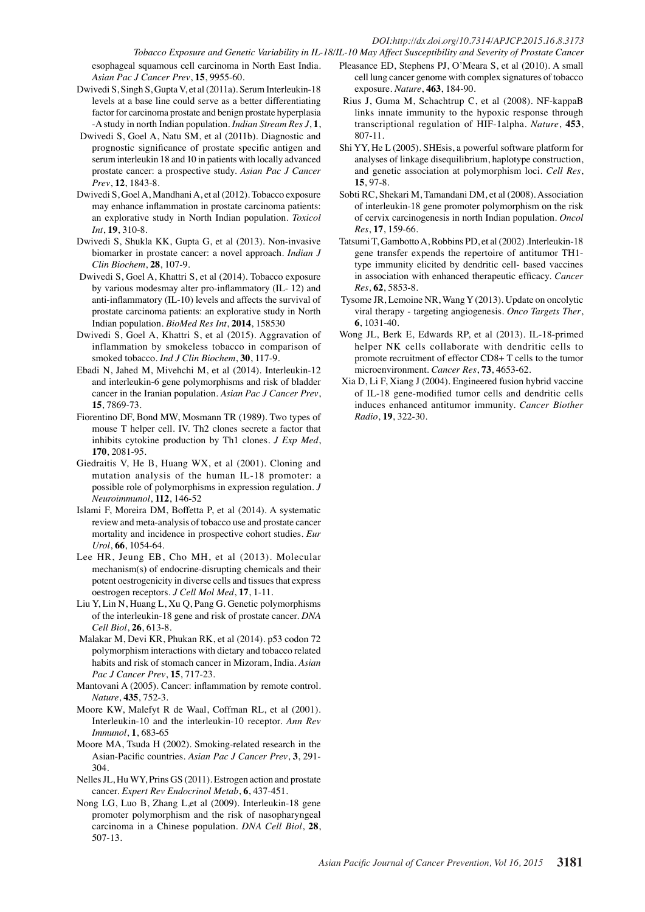esophageal squamous cell carcinoma in North East India. *Asian Pac J Cancer Prev*, **15**, 9955-60.

Dwivedi S, Singh S, Gupta V, et al (2011a). Serum Interleukin-18 levels at a base line could serve as a better differentiating factor for carcinoma prostate and benign prostate hyperplasia -A study in north Indian population. *Indian Stream Res J*, **1**,

Dwivedi S, Goel A, Natu SM, et al (2011b). Diagnostic and prognostic significance of prostate specific antigen and serum interleukin 18 and 10 in patients with locally advanced prostate cancer: a prospective study. *Asian Pac J Cancer Prev*, **12**, 1843-8.

Dwivedi S, Goel A, Mandhani A, et al (2012). Tobacco exposure may enhance inflammation in prostate carcinoma patients: an explorative study in North Indian population. *Toxicol Int*, **19**, 310-8.

Dwivedi S, Shukla KK, Gupta G, et al (2013). Non-invasive biomarker in prostate cancer: a novel approach. *Indian J Clin Biochem*, **28**, 107-9.

Dwivedi S, Goel A, Khattri S, et al (2014). Tobacco exposure by various modesmay alter pro-inflammatory (IL- 12) and anti-inflammatory (IL-10) levels and affects the survival of prostate carcinoma patients: an explorative study in North Indian population. *BioMed Res Int*, **2014**, 158530

Dwivedi S, Goel A, Khattri S, et al (2015). Aggravation of inflammation by smokeless tobacco in comparison of smoked tobacco. *Ind J Clin Biochem*, **30**, 117-9.

Ebadi N, Jahed M, Mivehchi M, et al (2014). Interleukin-12 and interleukin-6 gene polymorphisms and risk of bladder cancer in the Iranian population. *Asian Pac J Cancer Prev*, **15**, 7869-73.

Fiorentino DF, Bond MW, Mosmann TR (1989). Two types of mouse T helper cell. IV. Th2 clones secrete a factor that inhibits cytokine production by Th1 clones. *J Exp Med*, **170**, 2081-95.

Giedraitis V, He B, Huang WX, et al (2001). Cloning and mutation analysis of the human IL-18 promoter: a possible role of polymorphisms in expression regulation. *J Neuroimmunol*, **112**, 146-52

Islami F, Moreira DM, Boffetta P, et al (2014). A systematic review and meta-analysis of tobacco use and prostate cancer mortality and incidence in prospective cohort studies. *Eur Urol*, **66**, 1054-64.

Lee HR, Jeung EB, Cho MH, et al (2013). Molecular mechanism(s) of endocrine-disrupting chemicals and their potent oestrogenicity in diverse cells and tissues that express oestrogen receptors. *J Cell Mol Med*, **17**, 1-11.

Liu Y, Lin N, Huang L, Xu Q, Pang G. Genetic polymorphisms of the interleukin-18 gene and risk of prostate cancer. *DNA Cell Biol*, **26**, 613-8.

Malakar M, Devi KR, Phukan RK, et al (2014). p53 codon 72 polymorphism interactions with dietary and tobacco related habits and risk of stomach cancer in Mizoram, India. *Asian Pac J Cancer Prev*, **15**, 717-23.

Mantovani A (2005). Cancer: inflammation by remote control. *Nature*, **435**, 752-3.

Moore KW, Malefyt R de Waal, Coffman RL, et al (2001). Interleukin-10 and the interleukin-10 receptor. *Ann Rev Immunol*, **1**, 683-65

Moore MA, Tsuda H (2002). Smoking-related research in the Asian-Pacific countries. *Asian Pac J Cancer Prev*, **3**, 291-304.

Nelles JL, Hu WY, Prins GS (2011). Estrogen action and prostate cancer. *Expert Rev Endocrinol Metab*, **6**, 437-451.

Nong LG, Luo B, Zhang L,et al (2009). Interleukin-18 gene promoter polymorphism and the risk of nasopharyngeal carcinoma in a Chinese population. *DNA Cell Biol*, **28**, 507-13.

Pleasance ED, Stephens PJ, O'Meara S, et al (2010). A small cell lung cancer genome with complex signatures of tobacco exposure. *Nature*, **463**, 184-90.

Rius J, Guma M, Schachtrup C, et al (2008). NF-kappaB links innate immunity to the hypoxic response through transcriptional regulation of HIF-1alpha. *Nature*, **453**, 807-11.

Shi YY, He L (2005). SHEsis, a powerful software platform for analyses of linkage disequilibrium, haplotype construction, and genetic association at polymorphism loci. *Cell Res*, **15**, 97-8.

Sobti RC, Shekari M, Tamandani DM, et al (2008). Association of interleukin-18 gene promoter polymorphism on the risk of cervix carcinogenesis in north Indian population. *Oncol Res*, **17**, 159-66.

Tatsumi T, Gambotto A, Robbins PD, et al (2002) .Interleukin-18 gene transfer expends the repertoire of antitumor TH1-type immunity elicited by dendritic cell- based vaccines in association with enhanced therapeutic efficacy. *Cancer Res*, **62**, 5853-8.

Tysome JR, Lemoine NR, Wang Y (2013). Update on oncolytic viral therapy - targeting angiogenesis. *Onco Targets Ther*, **6**, 1031-40.

Wong JL, Berk E, Edwards RP, et al (2013). IL-18-primed helper NK cells collaborate with dendritic cells to promote recruitment of effector CD8+ T cells to the tumor microenvironment. *Cancer Res*, **73**, 4653-62.

Xia D, Li F, Xiang J (2004). Engineered fusion hybrid vaccine of IL-18 gene-modified tumor cells and dendritic cells induces enhanced antitumor immunity. *Cancer Biother Radio*, **19**, 322-30.